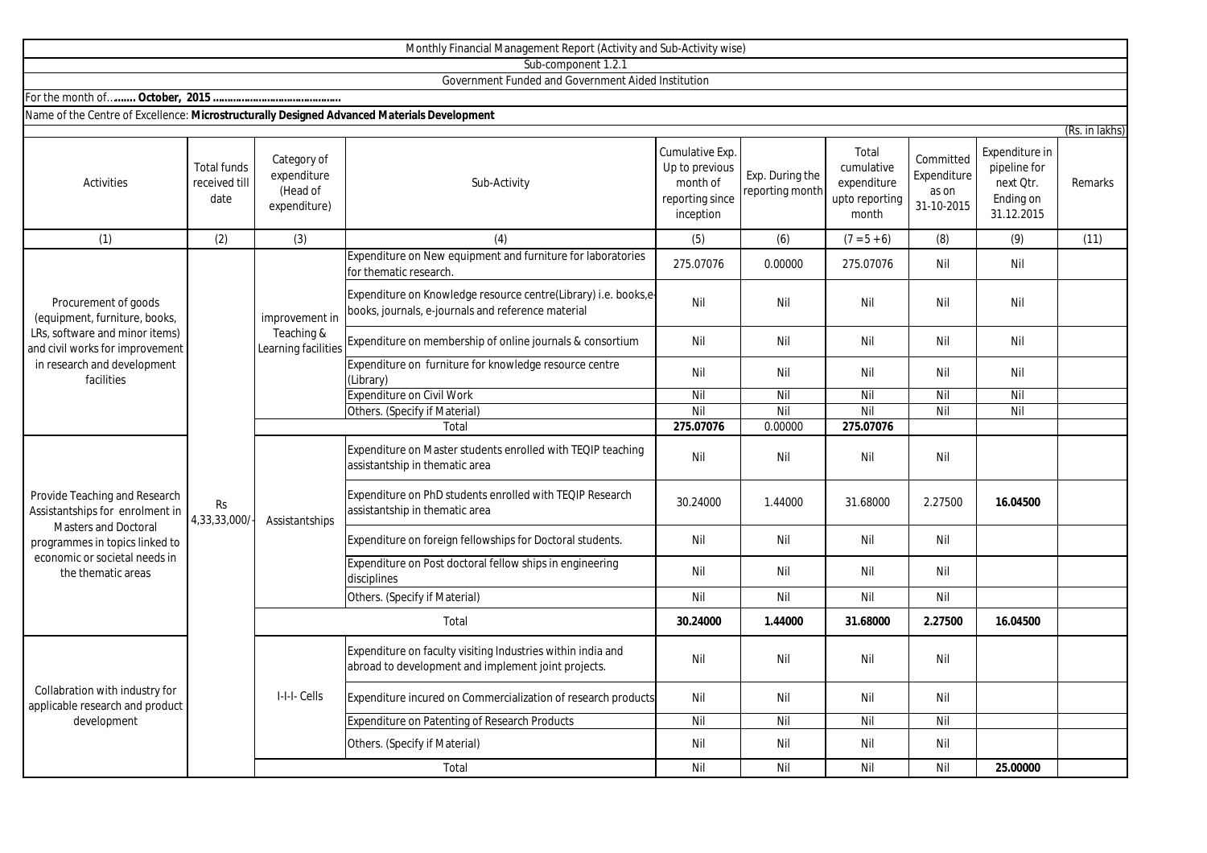Monthly Financial Management Report (Activity and Sub-Activity wise)

Sub-component 1.2.1

Government Funded and Government Aided Institution

For the month of…**….. October, 2015 …………………………………..**

Name of the Centre of Excellence: **Microstructurally Designed Advanced Materials Development**

(Rs. in lakhs)

| Activities | Total funds received till date | Category of expenditure (Head of expenditure) | Sub-Activity | Cumulative Exp. Up to previous month of reporting since inception | Exp. During the reporting month | Total cumulative expenditure upto reporting month | Committed Expenditure as on 31-10-2015 | Expenditure in pipeline for next Qtr. Ending on 31.12.2015 | Remarks |
|---|---|---|---|---|---|---|---|---|---|
| (1) | (2) | (3) | (4) | (5) | (6) | (7 = 5 + 6) | (8) | (9) | (11) |
| Procurement of goods (equipment, furniture, books, LRs, software and minor items) and civil works for improvement in research and development facilities | Rs 4,33,33,000/- | improvement in Teaching & Learning facilities | Expenditure on New equipment and furniture for laboratories for thematic research. | 275.07076 | 0.00000 | 275.07076 | Nil | Nil | |
| | | | Expenditure on Knowledge resource centre(Library) i.e. books,e-books, journals, e-journals and reference material | Nil | Nil | Nil | Nil | Nil | |
| | | | Expenditure on membership of online journals & consortium | Nil | Nil | Nil | Nil | Nil | |
| | | | Expenditure on furniture for knowledge resource centre (Library) | Nil | Nil | Nil | Nil | Nil | |
| | | | Expenditure on Civil Work | Nil | Nil | Nil | Nil | Nil | |
| | | | Others. (Specify if Material) | Nil | Nil | Nil | Nil | Nil | |
| | | | Total | **275.07076** | 0.00000 | **275.07076** | | | |
| Provide Teaching and Research Assistantships for enrolment in Masters and Doctoral programmes in topics linked to economic or societal needs in the thematic areas | | Assistantships | Expenditure on Master students enrolled with TEQIP teaching assistantship in thematic area | Nil | Nil | Nil | Nil | | |
| | | | Expenditure on PhD students enrolled with TEQIP Research assistantship in thematic area | 30.24000 | 1.44000 | 31.68000 | 2.27500 | **16.04500** | |
| | | | Expenditure on foreign fellowships for Doctoral students. | Nil | Nil | Nil | Nil | | |
| | | | Expenditure on Post doctoral fellow ships in engineering disciplines | Nil | Nil | Nil | Nil | | |
| | | | Others. (Specify if Material) | Nil | Nil | Nil | Nil | | |
| | | | Total | **30.24000** | **1.44000** | **31.68000** | **2.27500** | **16.04500** | |
| Collabration with industry for applicable research and product development | | I-I-I- Cells | Expenditure on faculty visiting Industries within india and abroad to development and implement joint projects. | Nil | Nil | Nil | Nil | | |
| | | | Expenditure incured on Commercialization of research products | Nil | Nil | Nil | Nil | | |
| | | | Expenditure on Patenting of Research Products | Nil | Nil | Nil | Nil | | |
| | | | Others. (Specify if Material) | Nil | Nil | Nil | Nil | | |
| | | | Total | Nil | Nil | Nil | Nil | **25.00000** | |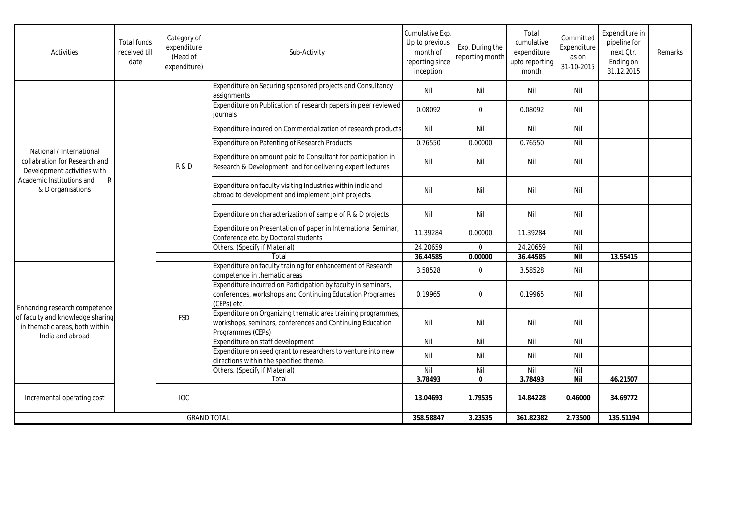| Activities | Total funds received till date | Category of expenditure (Head of expenditure) | Sub-Activity | Cumulative Exp. Up to previous month of reporting since inception | Exp. During the reporting month | Total cumulative expenditure upto reporting month | Committed Expenditure as on 31-10-2015 | Expenditure in pipeline for next Qtr. Ending on 31.12.2015 | Remarks |
|---|---|---|---|---|---|---|---|---|---|
| National / International collabration for Research and Development activities with Academic Institutions and R & D organisations | | R & D | Expenditure on Securing sponsored projects and Consultancy assignments | Nil | Nil | Nil | Nil | | |
| | | | Expenditure on Publication of research papers in peer reviewed journals | 0.08092 | 0 | 0.08092 | Nil | | |
| | | | Expenditure incured on Commercialization of research products | Nil | Nil | Nil | Nil | | |
| | | | Expenditure on Patenting of Research Products | 0.76550 | 0.00000 | 0.76550 | Nil | | |
| | | | Expenditure on amount paid to Consultant for participation in Research & Development and for delivering expert lectures | Nil | Nil | Nil | Nil | | |
| | | | Expenditure on faculty visiting Industries within india and abroad to development and implement joint projects. | Nil | Nil | Nil | Nil | | |
| | | | Expenditure on characterization of sample of R & D projects | Nil | Nil | Nil | Nil | | |
| | | | Expenditure on Presentation of paper in International Seminar, Conference etc. by Doctoral students | 11.39284 | 0.00000 | 11.39284 | Nil | | |
| | | | Others. (Specify if Material) | 24.20659 | 0 | 24.20659 | Nil | | |
| | | Total | | **36.44585** | **0.00000** | **36.44585** | **Nil** | **13.55415** | |
| Enhancing research competence of faculty and knowledge sharing in thematic areas, both within India and abroad | | FSD | Expenditure on faculty training for enhancement of Research competence in thematic areas | 3.58528 | 0 | 3.58528 | Nil | | |
| | | | Expenditure incurred on Participation by faculty in seminars, conferences, workshops and Continuing Education Programes (CEPs) etc. | 0.19965 | 0 | 0.19965 | Nil | | |
| | | | Expenditure on Organizing thematic area training programmes, workshops, seminars, conferences and Continuing Education Programmes (CEPs) | Nil | Nil | Nil | Nil | | |
| | | | Expenditure on staff development | Nil | Nil | Nil | Nil | | |
| | | | Expenditure on seed grant to researchers to venture into new directions within the specified theme. | Nil | Nil | Nil | Nil | | |
| | | | Others. (Specify if Material) | Nil | Nil | Nil | Nil | | |
| | | Total | | **3.78493** | **0** | **3.78493** | **Nil** | **46.21507** | |
| Incremental operating cost | | IOC | | **13.04693** | **1.79535** | **14.84228** | **0.46000** | **34.69772** | |
| GRAND TOTAL | | | | **358.58847** | **3.23535** | **361.82382** | **2.73500** | **135.51194** | |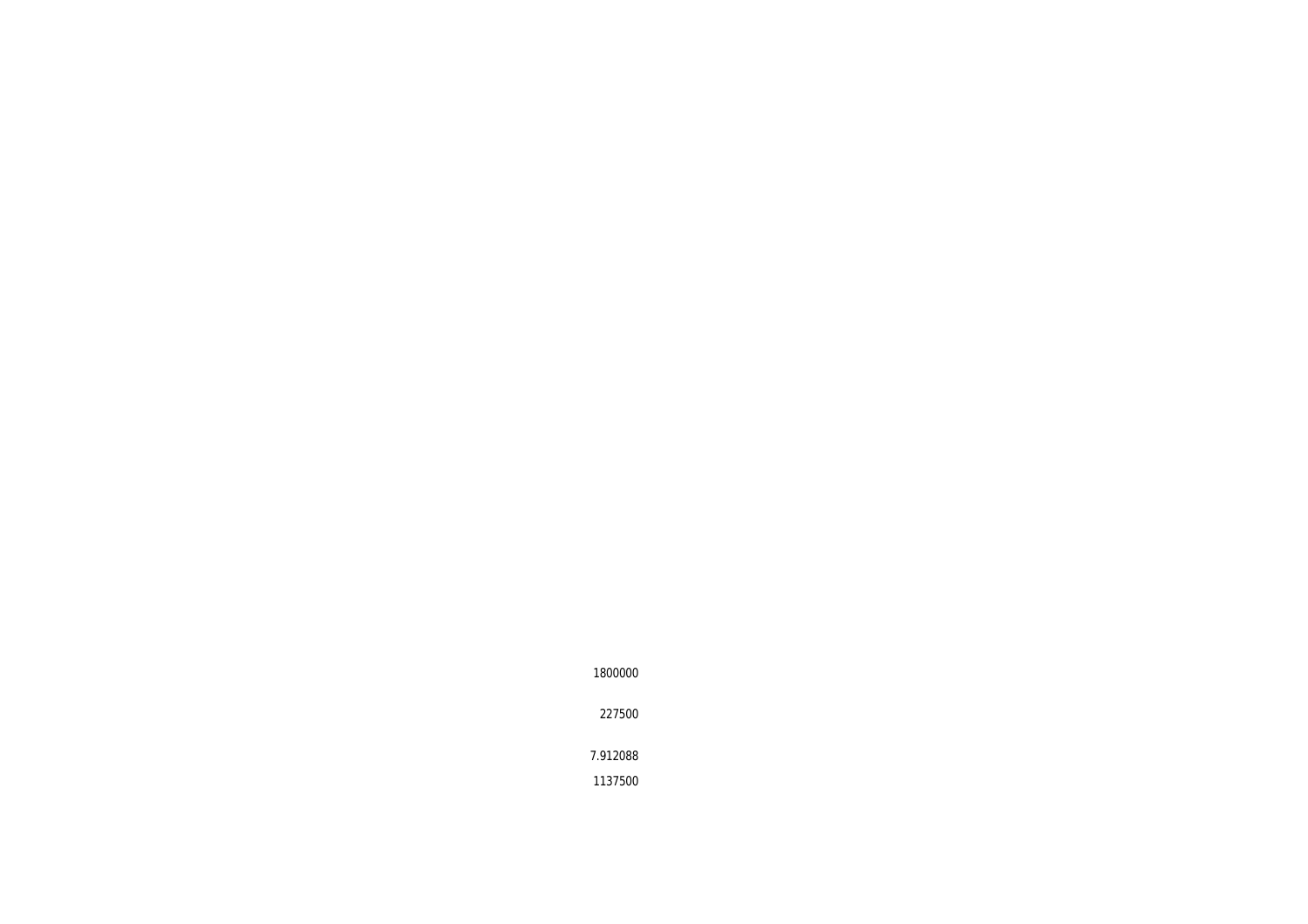1800000

227500

7.912088

1137500